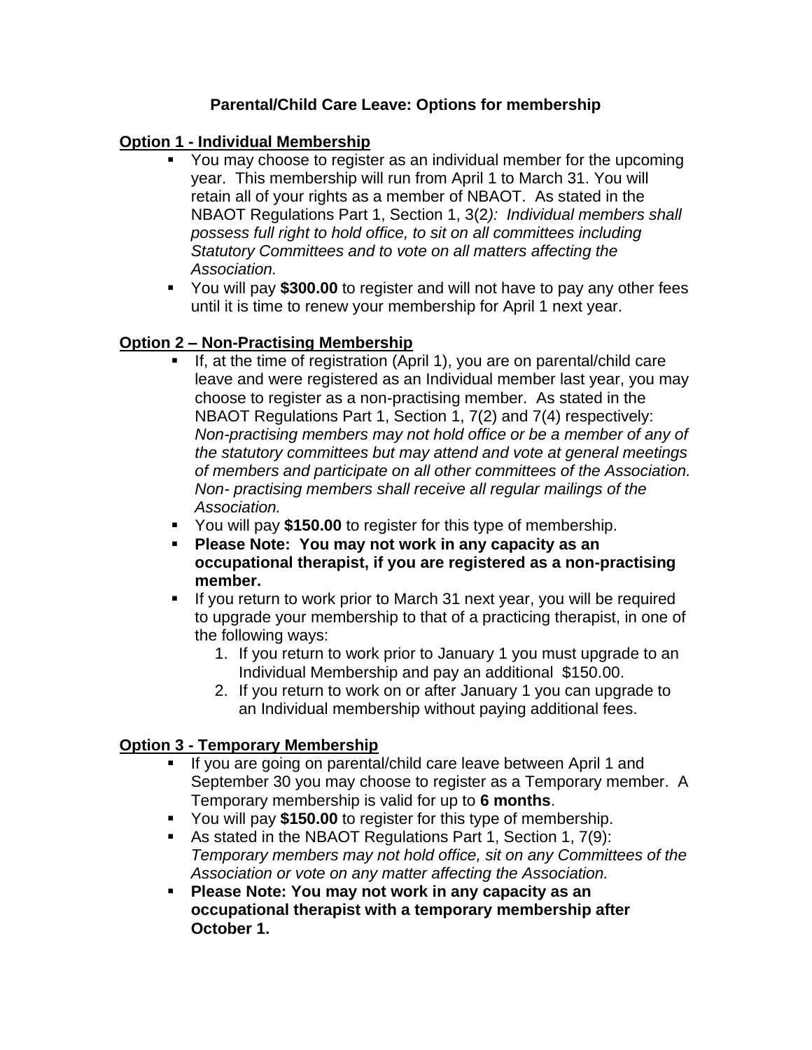# Parental/Child Care Leave: Options for membership

## Option 1 - Individual Membership

- You may choose to register as an individual member for the upcoming year. This membership will run from April 1 to March 31. You will retain all of your rights as a member of NBAOT. As stated in the NBAOT Regulations Part 1, Section 1, 3(2*): Individual members shall possess full right to hold office, to sit on all committees including Statutory Committees and to vote on all matters affecting the Association.*
- You will pay **$300.00** to register and will not have to pay any other fees until it is time to renew your membership for April 1 next year.

## Option 2 – Non-Practising Membership

- If, at the time of registration (April 1), you are on parental/child care leave and were registered as an Individual member last year, you may choose to register as a non-practising member. As stated in the NBAOT Regulations Part 1, Section 1, 7(2) and 7(4) respectively: *Non-practising members may not hold office or be a member of any of the statutory committees but may attend and vote at general meetings of members and participate on all other committees of the Association. Non- practising members shall receive all regular mailings of the Association.*
- You will pay **$150.00** to register for this type of membership.
- **Please Note: You may not work in any capacity as an occupational therapist, if you are registered as a non-practising member.**
- If you return to work prior to March 31 next year, you will be required to upgrade your membership to that of a practicing therapist, in one of the following ways:
  1. If you return to work prior to January 1 you must upgrade to an Individual Membership and pay an additional $150.00.
  2. If you return to work on or after January 1 you can upgrade to an Individual membership without paying additional fees.

## Option 3 - Temporary Membership

- If you are going on parental/child care leave between April 1 and September 30 you may choose to register as a Temporary member. A Temporary membership is valid for up to **6 months**.
- You will pay **$150.00** to register for this type of membership.
- As stated in the NBAOT Regulations Part 1, Section 1, 7(9): *Temporary members may not hold office, sit on any Committees of the Association or vote on any matter affecting the Association.*
- **Please Note: You may not work in any capacity as an occupational therapist with a temporary membership after October 1.**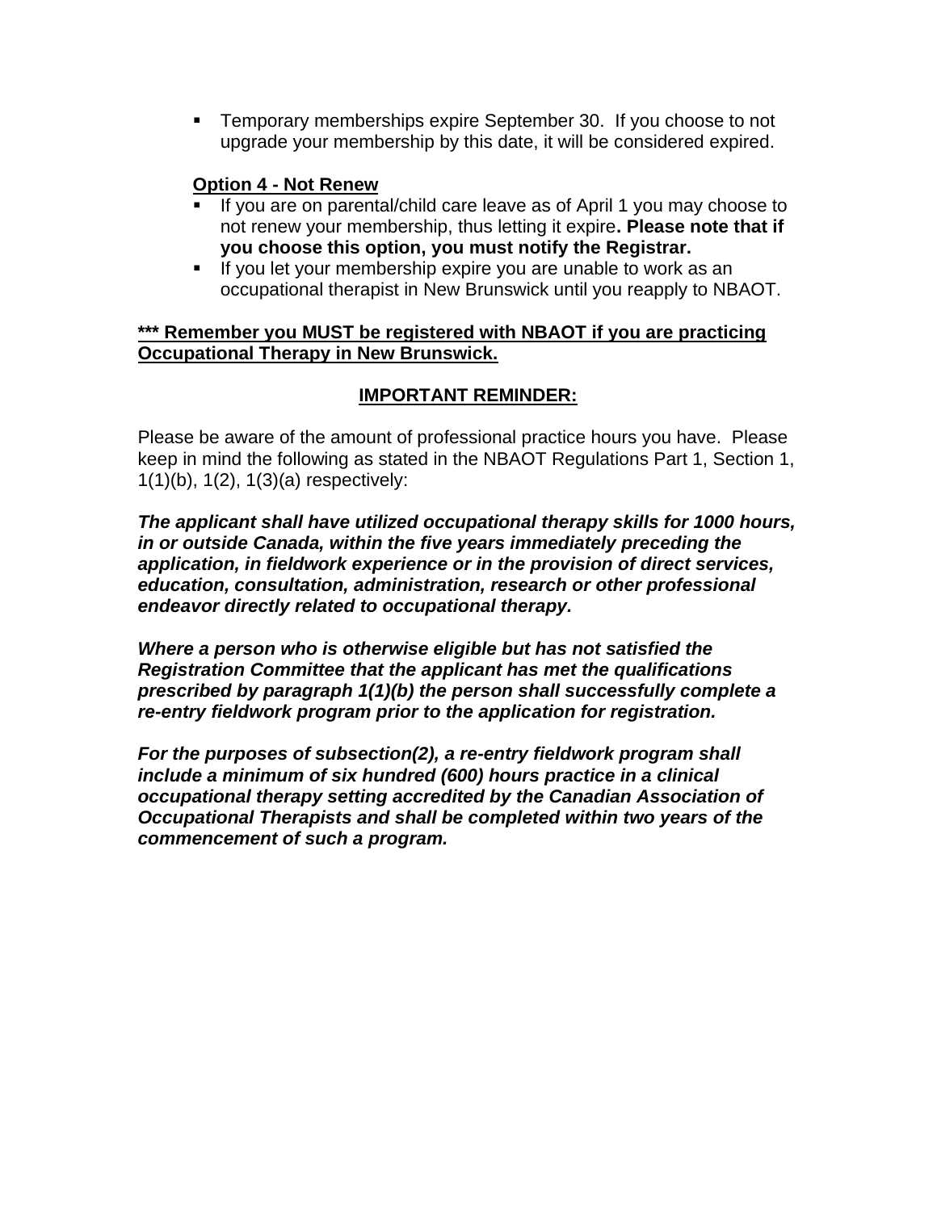- Temporary memberships expire September 30. If you choose to not upgrade your membership by this date, it will be considered expired.

**Option 4 - Not Renew**

- If you are on parental/child care leave as of April 1 you may choose to not renew your membership, thus letting it expire**. Please note that if you choose this option, you must notify the Registrar.**
- If you let your membership expire you are unable to work as an occupational therapist in New Brunswick until you reapply to NBAOT.

**\*\*\* Remember you MUST be registered with NBAOT if you are practicing Occupational Therapy in New Brunswick.**

## IMPORTANT REMINDER:

Please be aware of the amount of professional practice hours you have. Please keep in mind the following as stated in the NBAOT Regulations Part 1, Section 1, 1(1)(b), 1(2), 1(3)(a) respectively:

***The applicant shall have utilized occupational therapy skills for 1000 hours, in or outside Canada, within the five years immediately preceding the application, in fieldwork experience or in the provision of direct services, education, consultation, administration, research or other professional endeavor directly related to occupational therapy.***

***Where a person who is otherwise eligible but has not satisfied the Registration Committee that the applicant has met the qualifications prescribed by paragraph 1(1)(b) the person shall successfully complete a re-entry fieldwork program prior to the application for registration.***

***For the purposes of subsection(2), a re-entry fieldwork program shall include a minimum of six hundred (600) hours practice in a clinical occupational therapy setting accredited by the Canadian Association of Occupational Therapists and shall be completed within two years of the commencement of such a program.***